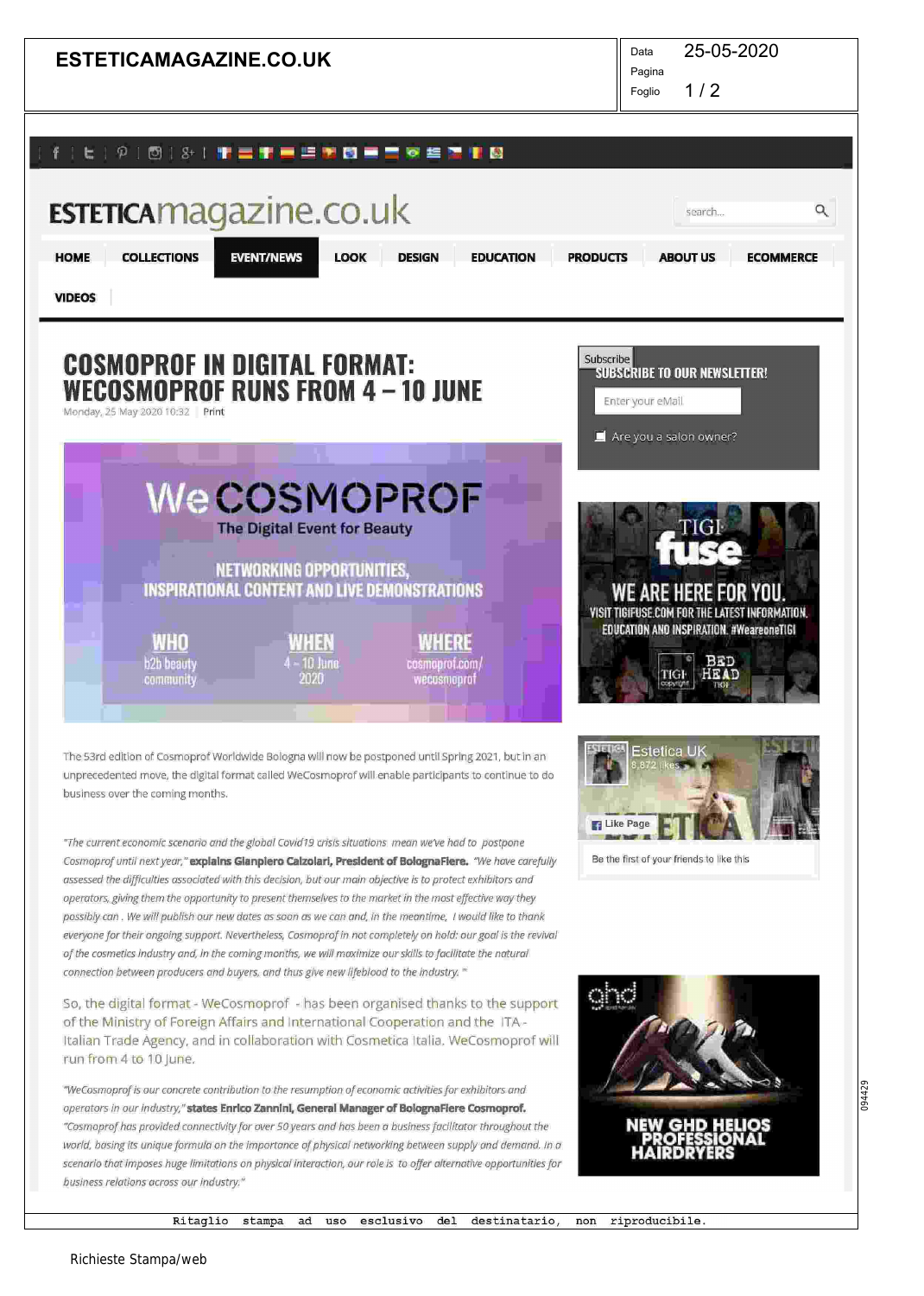# COSMOPROF IN DIGITAL FORMAT: WECOSMOPROF RUNS FROM 4 – 10 JUNE

Monday, 25 May 2020 10:32 | Print

We COSMOPROF

The Digital Event for Beauty

NETWORKING OPPORTUNITIES, INSPIRATIONAL CONTENT AND LIVE DEMONSTRATIONS

WHO: b2b beauty community

WHEN: 4 – 10 June 2020

WHERE: cosmoprof.com/wecosmoprof

The 53rd edition of Cosmoprof Worldwide Bologna will now be postponed until Spring 2021, but in an unprecedented move, the digital format called WeCosmoprof will enable participants to continue to do business over the coming months.

*"The current economic scenario and the global Covid19 crisis situations mean we've had to postpone Cosmoprof until next year,"* **explains Gianpiero Calzolari, President of BolognaFiere.** *"We have carefully assessed the difficulties associated with this decision, but our main objective is to protect exhibitors and operators, giving them the opportunity to present themselves to the market in the most effective way they possibly can . We will publish our new dates as soon as we can and, in the meantime, I would like to thank everyone for their ongoing support. Nevertheless, Cosmoprof in not completely on hold: our goal is the revival of the cosmetics industry and, in the coming months, we will maximize our skills to facilitate the natural connection between producers and buyers, and thus give new lifeblood to the industry."*

So, the digital format - WeCosmoprof - has been organised thanks to the support of the Ministry of Foreign Affairs and International Cooperation and the ITA - Italian Trade Agency, and in collaboration with Cosmetica Italia. WeCosmoprof will run from 4 to 10 June.

*"WeCosmoprof is our concrete contribution to the resumption of economic activities for exhibitors and operators in our industry,"* **states Enrico Zannini, General Manager of BolognaFiere Cosmoprof.** *"Cosmoprof has provided connectivity for over 50 years and has been a business facilitator throughout the world, basing its unique formula on the importance of physical networking between supply and demand. In a scenario that imposes huge limitations on physical interaction, our role is to offer alternative opportunities for business relations across our industry."*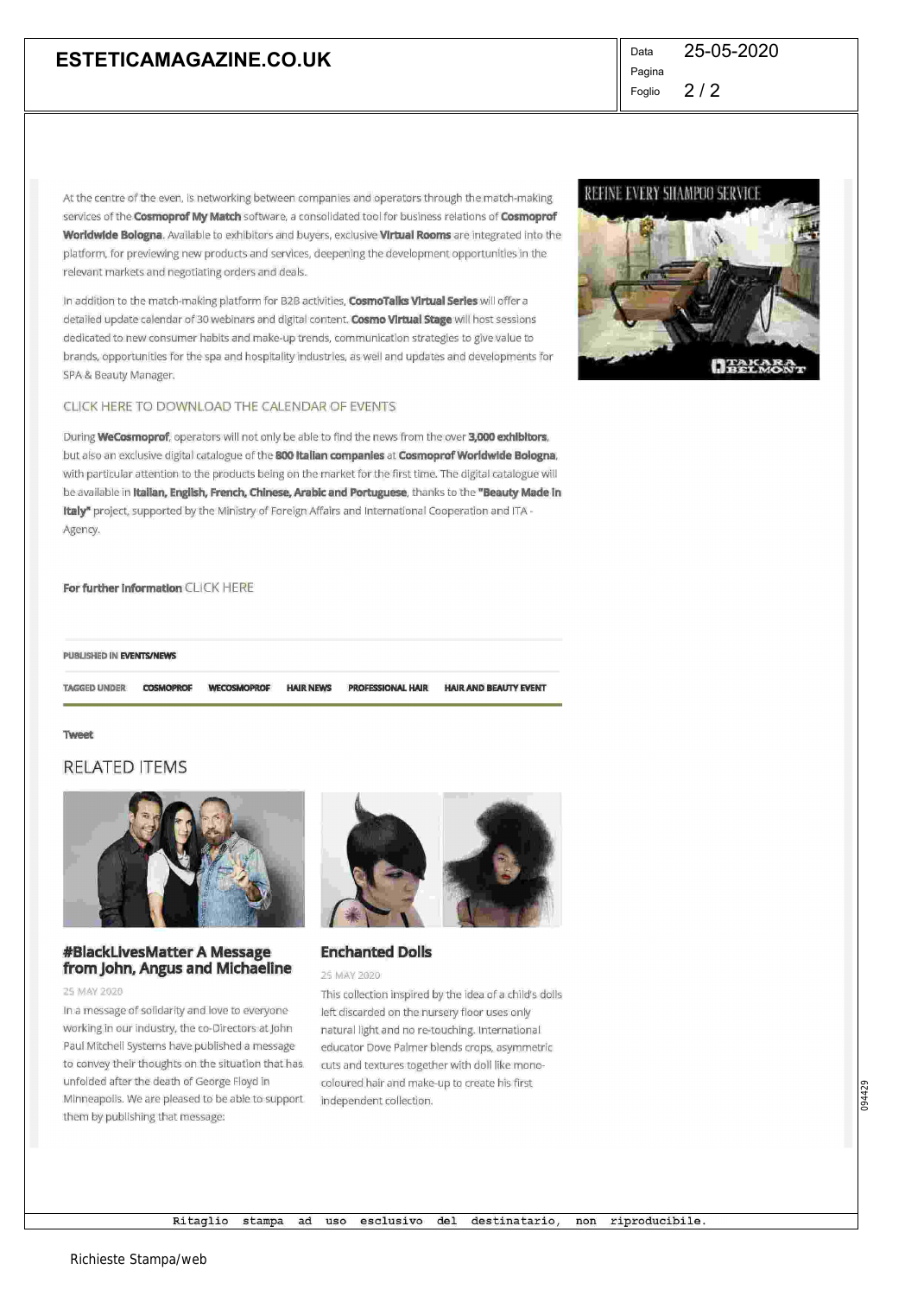At the centre of the even, is networking between companies and operators through the match-making services of the **Cosmoprof My Match** software, a consolidated tool for business relations of **Cosmoprof Worldwide Bologna**. Available to exhibitors and buyers, exclusive **Virtual Rooms** are integrated into the platform, for previewing new products and services, deepening the development opportunities in the relevant markets and negotiating orders and deals.

In addition to the match-making platform for B2B activities, **CosmoTalks Virtual Series** will offer a detailed update calendar of 30 webinars and digital content. **Cosmo Virtual Stage** will host sessions dedicated to new consumer habits and make-up trends, communication strategies to give value to brands, opportunities for the spa and hospitality industries, as well and updates and developments for SPA & Beauty Manager.

CLICK HERE TO DOWNLOAD THE CALENDAR OF EVENTS

During **WeCosmoprof**, operators will not only be able to find the news from the over **3,000 exhibitors**, but also an exclusive digital catalogue of the **800 Italian companies** at **Cosmoprof Worldwide Bologna**, with particular attention to the products being on the market for the first time. The digital catalogue will be available in **Italian, English, French, Chinese, Arabic and Portuguese**, thanks to the **"Beauty Made in Italy"** project, supported by the Ministry of Foreign Affairs and International Cooperation and ITA - Agency.

**For further information** CLICK HERE

PUBLISHED IN **EVENTS/NEWS**

TAGGED UNDER **COSMOPROF** **WECOSMOPROF** **HAIR NEWS** **PROFESSIONAL HAIR** **HAIR AND BEAUTY EVENT**

Tweet

## RELATED ITEMS

### #BlackLivesMatter A Message from John, Angus and Michaeline

25 MAY 2020

In a message of solidarity and love to everyone working in our industry, the co-Directors at John Paul Mitchell Systems have published a message to convey their thoughts on the situation that has unfolded after the death of George Floyd in Minneapolis. We are pleased to be able to support them by publishing that message:

### Enchanted Dolls

25 MAY 2020

This collection inspired by the idea of a child's dolls left discarded on the nursery floor uses only natural light and no re-touching. International educator Dove Palmer blends crops, asymmetric cuts and textures together with doll like mono-coloured hair and make-up to create his first independent collection.

REFINE EVERY SHAMPOO SERVICE

TAKARA BELMONT